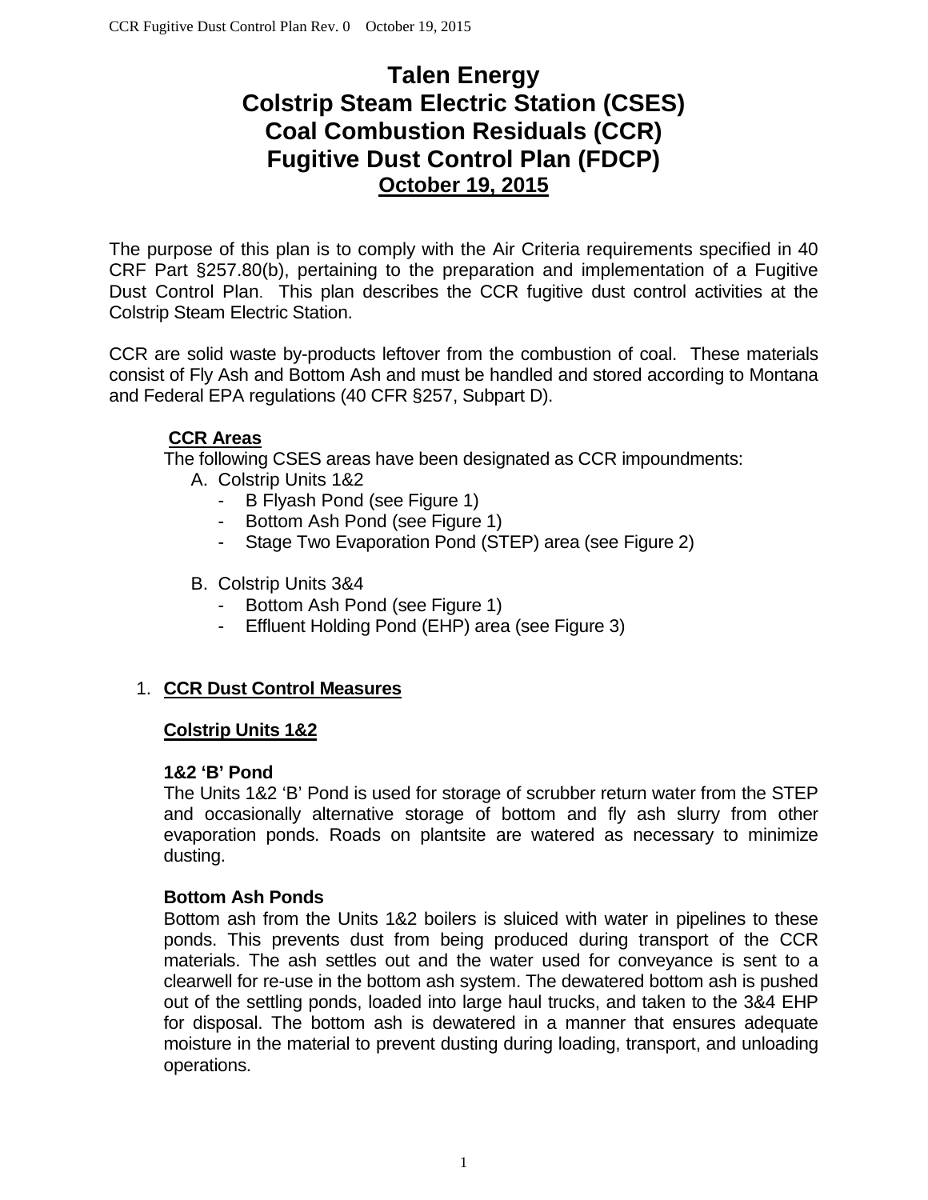# Talen Energy
# Colstrip Steam Electric Station (CSES)
# Coal Combustion Residuals (CCR)
# Fugitive Dust Control Plan (FDCP)
## October 19, 2015

The purpose of this plan is to comply with the Air Criteria requirements specified in 40 CRF Part §257.80(b), pertaining to the preparation and implementation of a Fugitive Dust Control Plan. This plan describes the CCR fugitive dust control activities at the Colstrip Steam Electric Station.

CCR are solid waste by-products leftover from the combustion of coal. These materials consist of Fly Ash and Bottom Ash and must be handled and stored according to Montana and Federal EPA regulations (40 CFR §257, Subpart D).

**CCR Areas**

The following CSES areas have been designated as CCR impoundments:

A. Colstrip Units 1&2
   - B Flyash Pond (see Figure 1)
   - Bottom Ash Pond (see Figure 1)
   - Stage Two Evaporation Pond (STEP) area (see Figure 2)

B. Colstrip Units 3&4
   - Bottom Ash Pond (see Figure 1)
   - Effluent Holding Pond (EHP) area (see Figure 3)

1. **CCR Dust Control Measures**

**Colstrip Units 1&2**

**1&2 'B' Pond**

The Units 1&2 'B' Pond is used for storage of scrubber return water from the STEP and occasionally alternative storage of bottom and fly ash slurry from other evaporation ponds. Roads on plantsite are watered as necessary to minimize dusting.

**Bottom Ash Ponds**

Bottom ash from the Units 1&2 boilers is sluiced with water in pipelines to these ponds. This prevents dust from being produced during transport of the CCR materials. The ash settles out and the water used for conveyance is sent to a clearwell for re-use in the bottom ash system. The dewatered bottom ash is pushed out of the settling ponds, loaded into large haul trucks, and taken to the 3&4 EHP for disposal. The bottom ash is dewatered in a manner that ensures adequate moisture in the material to prevent dusting during loading, transport, and unloading operations.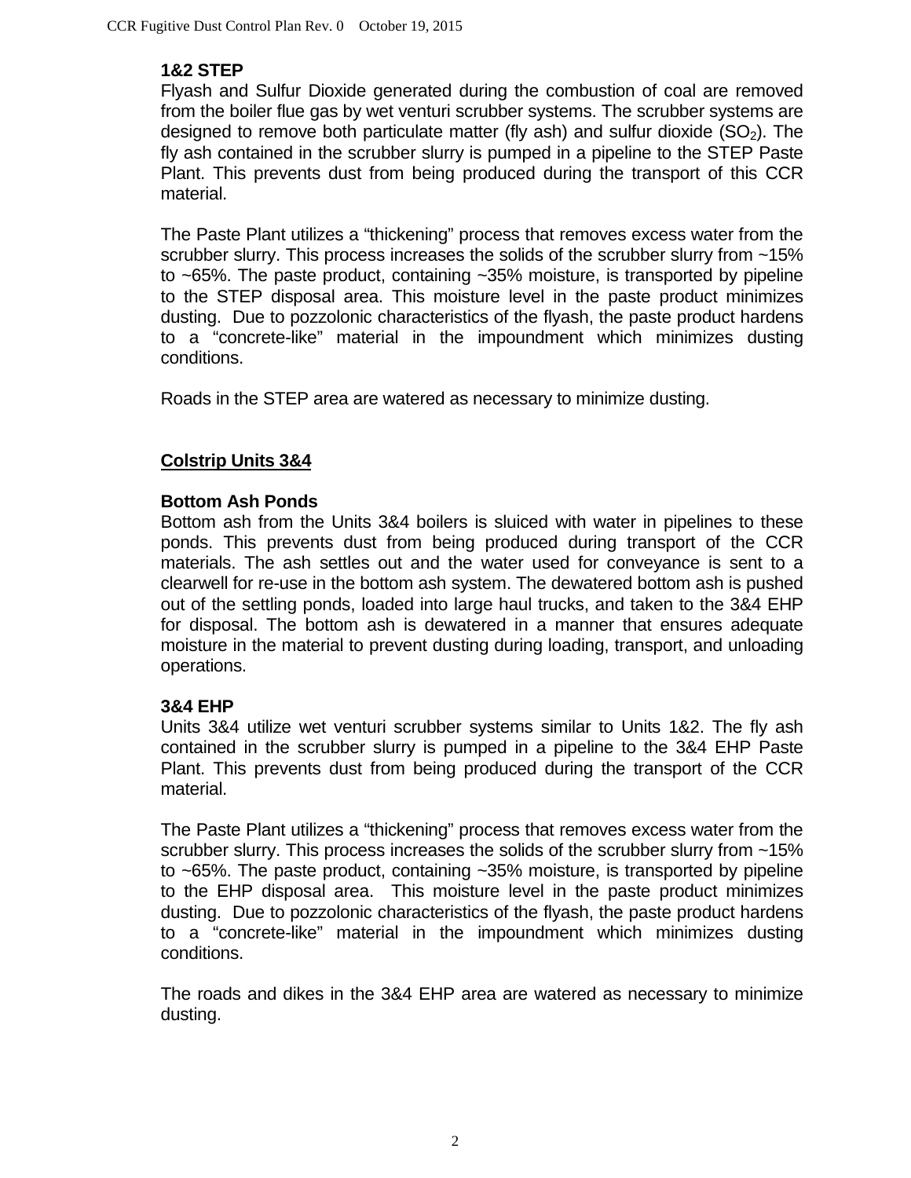**1&2 STEP**

Flyash and Sulfur Dioxide generated during the combustion of coal are removed from the boiler flue gas by wet venturi scrubber systems. The scrubber systems are designed to remove both particulate matter (fly ash) and sulfur dioxide ($SO_2$). The fly ash contained in the scrubber slurry is pumped in a pipeline to the STEP Paste Plant. This prevents dust from being produced during the transport of this CCR material.

The Paste Plant utilizes a "thickening" process that removes excess water from the scrubber slurry. This process increases the solids of the scrubber slurry from ~15% to ~65%. The paste product, containing ~35% moisture, is transported by pipeline to the STEP disposal area. This moisture level in the paste product minimizes dusting. Due to pozzolonic characteristics of the flyash, the paste product hardens to a "concrete-like" material in the impoundment which minimizes dusting conditions.

Roads in the STEP area are watered as necessary to minimize dusting.

## Colstrip Units 3&4

**Bottom Ash Ponds**

Bottom ash from the Units 3&4 boilers is sluiced with water in pipelines to these ponds. This prevents dust from being produced during transport of the CCR materials. The ash settles out and the water used for conveyance is sent to a clearwell for re-use in the bottom ash system. The dewatered bottom ash is pushed out of the settling ponds, loaded into large haul trucks, and taken to the 3&4 EHP for disposal. The bottom ash is dewatered in a manner that ensures adequate moisture in the material to prevent dusting during loading, transport, and unloading operations.

**3&4 EHP**

Units 3&4 utilize wet venturi scrubber systems similar to Units 1&2. The fly ash contained in the scrubber slurry is pumped in a pipeline to the 3&4 EHP Paste Plant. This prevents dust from being produced during the transport of the CCR material.

The Paste Plant utilizes a "thickening" process that removes excess water from the scrubber slurry. This process increases the solids of the scrubber slurry from ~15% to ~65%. The paste product, containing ~35% moisture, is transported by pipeline to the EHP disposal area. This moisture level in the paste product minimizes dusting. Due to pozzolonic characteristics of the flyash, the paste product hardens to a "concrete-like" material in the impoundment which minimizes dusting conditions.

The roads and dikes in the 3&4 EHP area are watered as necessary to minimize dusting.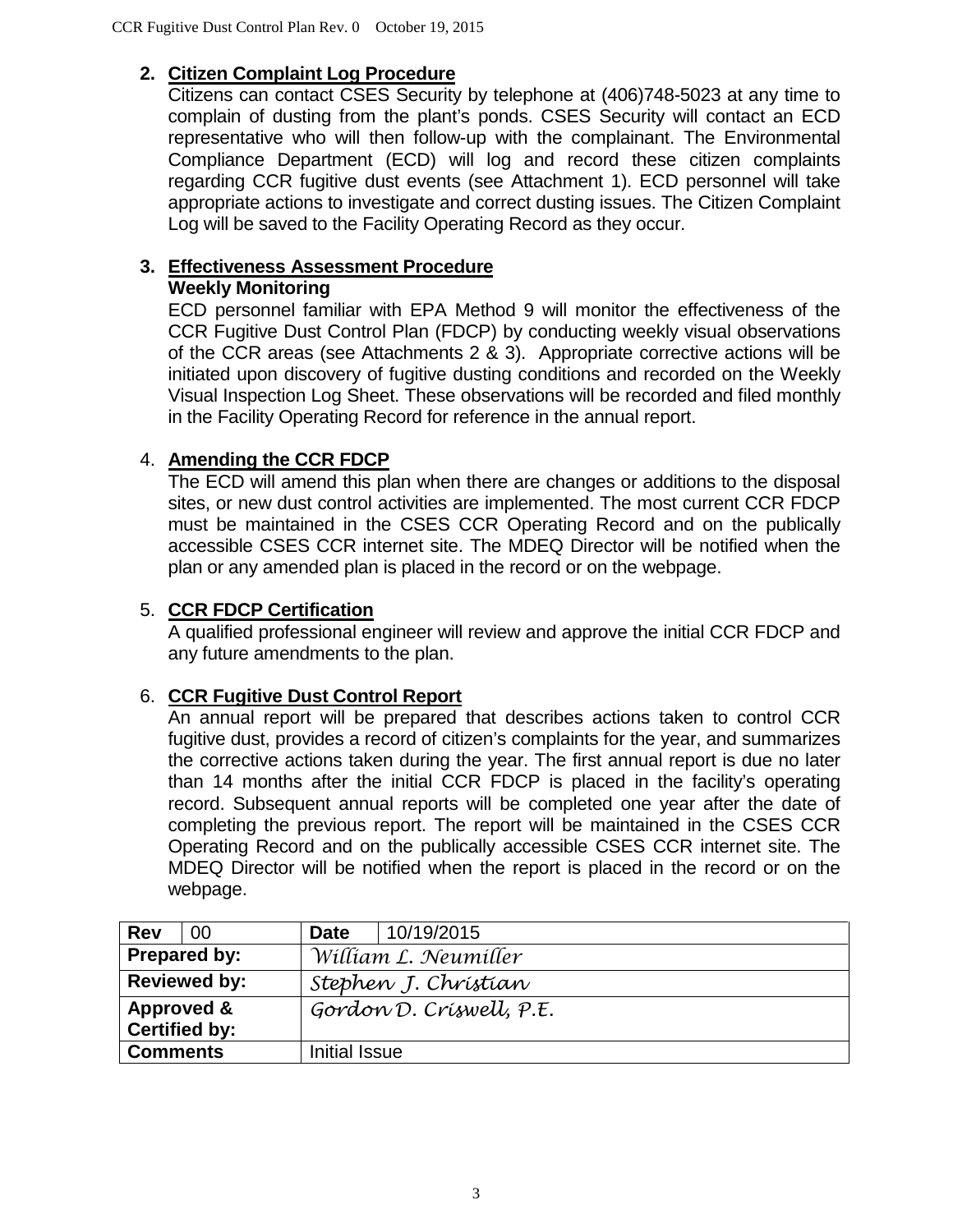## 2. Citizen Complaint Log Procedure

Citizens can contact CSES Security by telephone at (406)748-5023 at any time to complain of dusting from the plant's ponds. CSES Security will contact an ECD representative who will then follow-up with the complainant. The Environmental Compliance Department (ECD) will log and record these citizen complaints regarding CCR fugitive dust events (see Attachment 1). ECD personnel will take appropriate actions to investigate and correct dusting issues. The Citizen Complaint Log will be saved to the Facility Operating Record as they occur.

## 3. Effectiveness Assessment Procedure

**Weekly Monitoring**

ECD personnel familiar with EPA Method 9 will monitor the effectiveness of the CCR Fugitive Dust Control Plan (FDCP) by conducting weekly visual observations of the CCR areas (see Attachments 2 & 3). Appropriate corrective actions will be initiated upon discovery of fugitive dusting conditions and recorded on the Weekly Visual Inspection Log Sheet. These observations will be recorded and filed monthly in the Facility Operating Record for reference in the annual report.

## 4. Amending the CCR FDCP

The ECD will amend this plan when there are changes or additions to the disposal sites, or new dust control activities are implemented. The most current CCR FDCP must be maintained in the CSES CCR Operating Record and on the publically accessible CSES CCR internet site. The MDEQ Director will be notified when the plan or any amended plan is placed in the record or on the webpage.

## 5. CCR FDCP Certification

A qualified professional engineer will review and approve the initial CCR FDCP and any future amendments to the plan.

## 6. CCR Fugitive Dust Control Report

An annual report will be prepared that describes actions taken to control CCR fugitive dust, provides a record of citizen's complaints for the year, and summarizes the corrective actions taken during the year. The first annual report is due no later than 14 months after the initial CCR FDCP is placed in the facility's operating record. Subsequent annual reports will be completed one year after the date of completing the previous report. The report will be maintained in the CSES CCR Operating Record and on the publically accessible CSES CCR internet site. The MDEQ Director will be notified when the report is placed in the record or on the webpage.

| **Rev** | 00 | **Date** | 10/19/2015 |
|---|---|---|---|
| **Prepared by:** | | *William L. Neumiller* | |
| **Reviewed by:** | | *Stephen J. Christian* | |
| **Approved & Certified by:** | | *Gordon D. Criswell, P.E.* | |
| **Comments** | | Initial Issue | |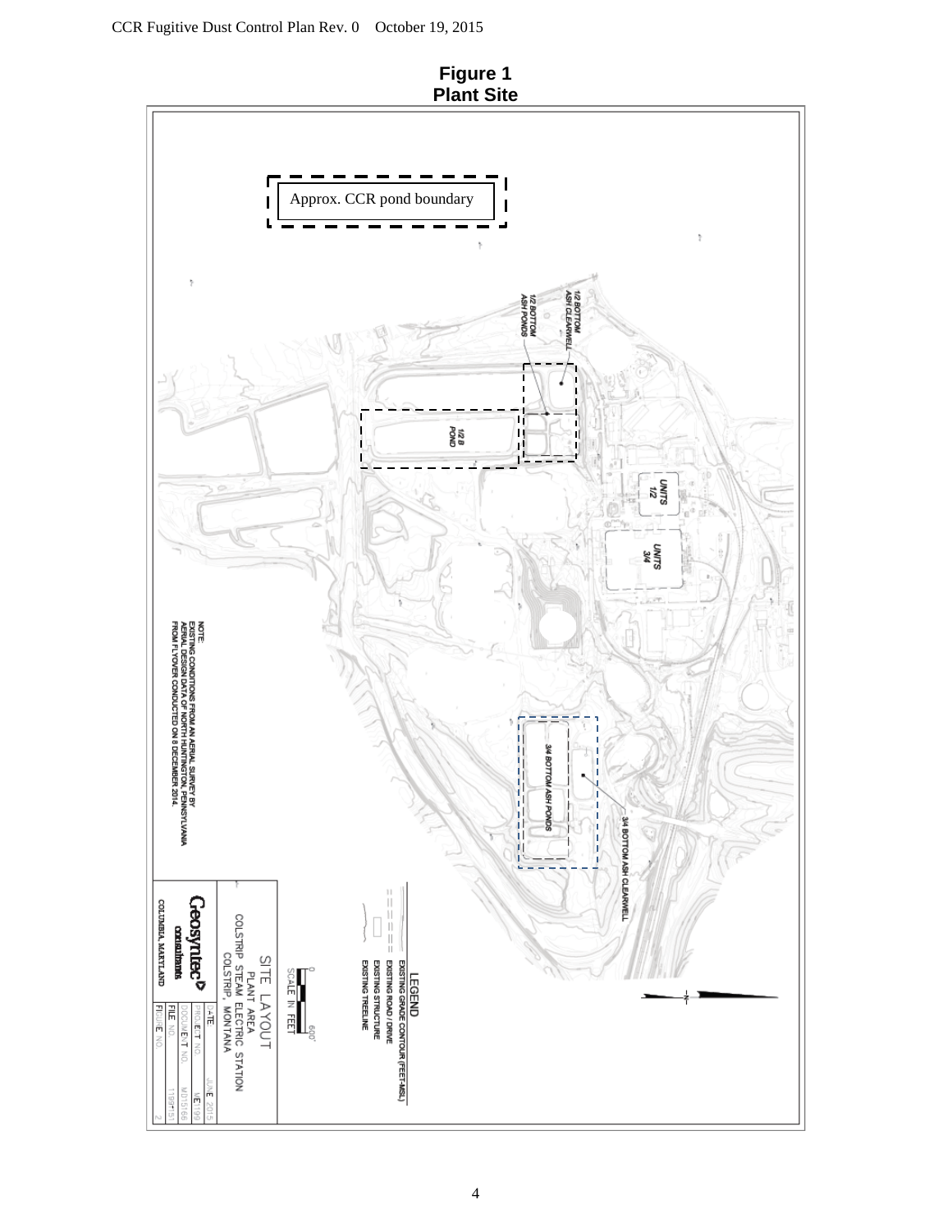**Figure 1**
**Plant Site**

Approx. CCR pond boundary

1/2 BOTTOM ASH CLEARWELL

1/2 BOTTOM ASH PONDS

1/2 B POND

UNITS 1/2

UNITS 3/4

3/4 BOTTOM ASH PONDS

3/4 BOTTOM ASH CLEARWELL

NOTE:
EXISTING CONDITIONS FROM AN AERIAL SURVEY BY AERIAL DESIGN DATA OF NORTH HUNTINGTON, PENNSYLVANIA FROM FLYOVER CONDUCTED ON 8 DECEMBER 2014.

LEGEND
EXISTING GRADE CONTOUR (FEET-MSL)
EXISTING ROAD / DRIVE
EXISTING STRUCTURE
EXISTING TREELINE

SCALE IN FEET 0 600'

SITE LAYOUT
PLANT AREA
COLSTRIP STEAM ELECTRIC STATION
COLSTRIP, MONTANA

Geosyntec consultants
COLUMBIA, MARYLAND

| | |
|---|---|
| DATE | JUNE 2015 |
| PROJECT NO. | ME1199 |
| DOCUMENT NO. | MD15166 |
| FILE NO. | 1199f151 |
| FIGURE NO. | 2 |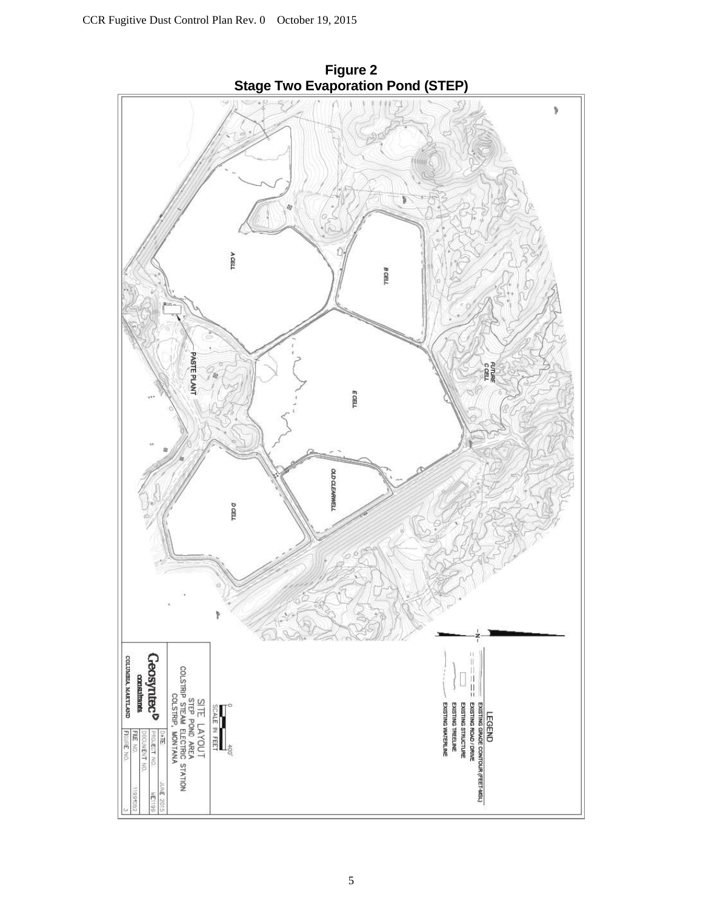**Figure 2**
**Stage Two Evaporation Pond (STEP)**

A CELL

B CELL

FUTURE C CELL

PASTE PLANT

E CELL

OLD CLEARWELL

D CELL

LEGEND

EXISTING GRADE CONTOUR (FEET-MSL)
EXISTING ROAD / DRIVE
EXISTING STRUCTURE
EXISTING TREELINE
EXISTING WATERLINE

SCALE IN FEET 0 400'

SITE LAYOUT
STEP POND AREA
COLSTRIP STEAM ELECTRIC STATION
COLSTRIP, MONTANA

Geosyntec consultants
COLUMBIA, MARYLAND

| | |
|---|---|
| DATE: | JUNE 2015 |
| PROJECT NO. | ME1199 |
| DOCUMENT NO. | |
| FILE NO. | 1199f002 |
| FIGURE NO. | 3 |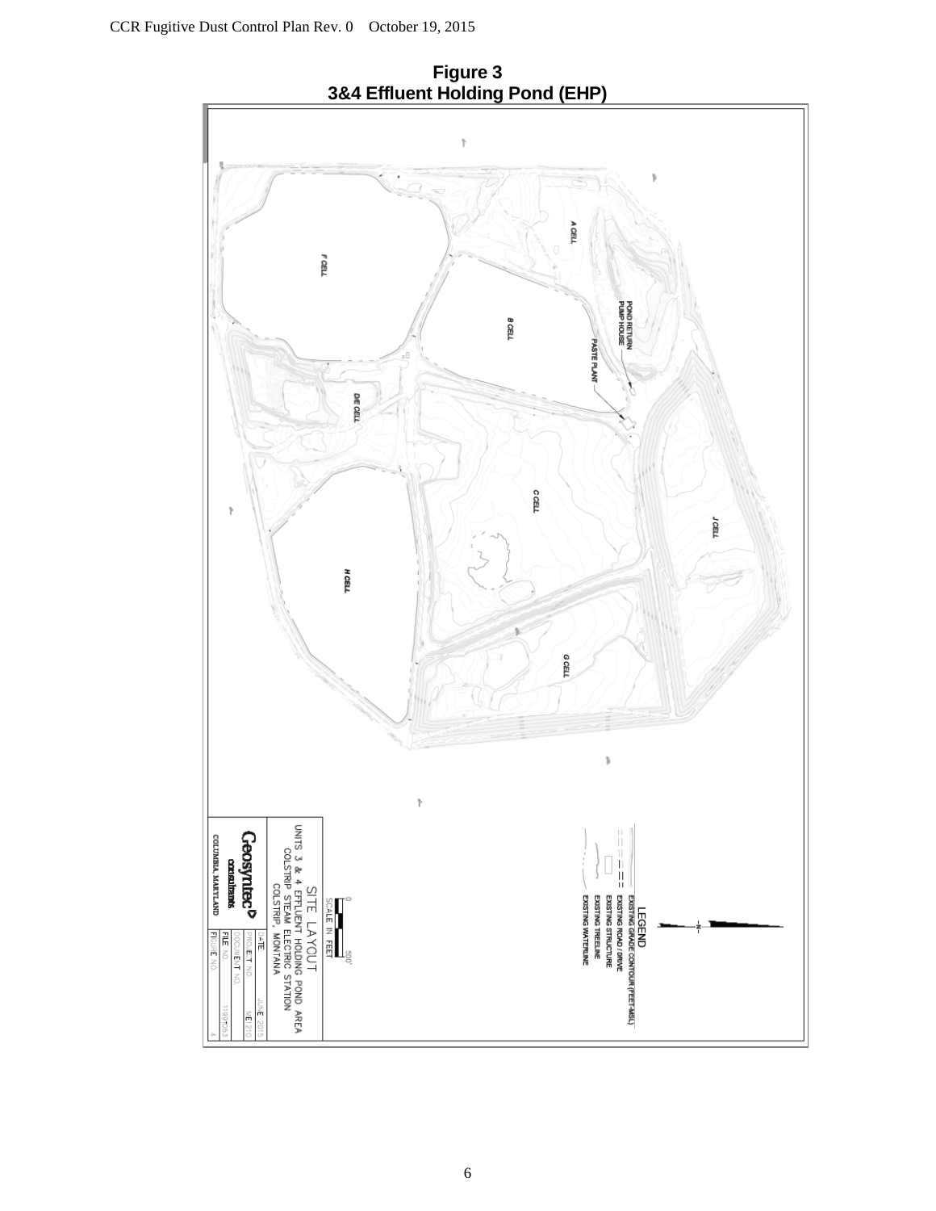**Figure 3**
**3&4 Effluent Holding Pond (EHP)**

F CELL

A CELL

B CELL

POND RETURN PUMP HOUSE

PASTE PLANT

D/E CELL

C CELL

J CELL

H CELL

G CELL

LEGEND

EXISTING GRADE CONTOUR (FEET-MSL)

EXISTING ROAD/DRIVE

EXISTING STRUCTURE

EXISTING TREELINE

EXISTING WATERLINE

SCALE IN FEET

0 500'

SITE LAYOUT

UNITS 3 & 4 EFFLUENT HOLDING POND AREA
COLSTRIP STEAM ELECTRIC STATION
COLSTRIP, MONTANA

Geosyntec consultants

COLUMBIA, MARYLAND

| | |
|---|---|
| DATE | JUNE 2015 |
| PROJECT NO. | ME1210 |
| DOCUMENT NO. | |
| FILE NO. | 1197053 |
| FIGURE NO. | 4 |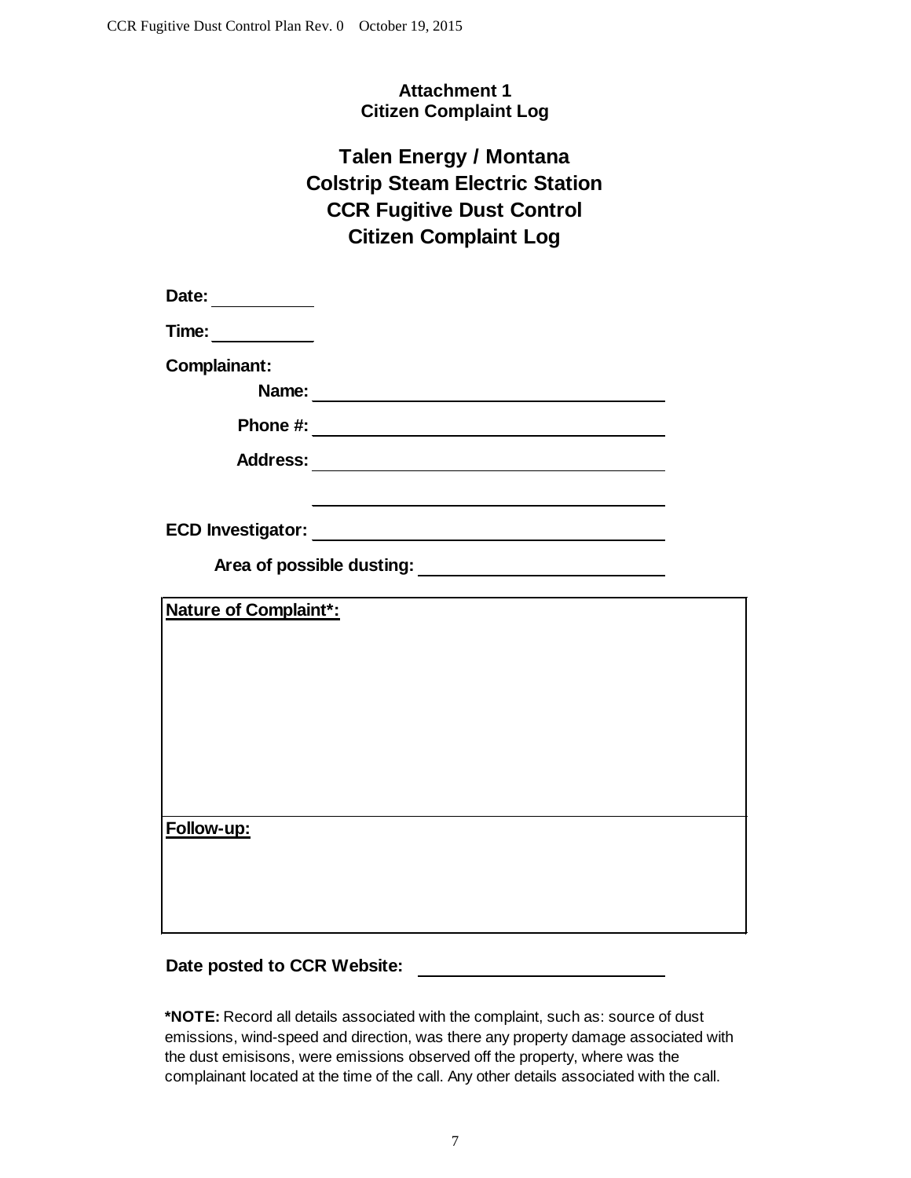**Attachment 1**
**Citizen Complaint Log**

# Talen Energy / Montana
# Colstrip Steam Electric Station
# CCR Fugitive Dust Control
# Citizen Complaint Log

**Date:** ____________

**Time:** ____________

**Complainant:**

**Name:** ________________________________________

**Phone #:** ________________________________________

**Address:** ________________________________________

________________________________________

**ECD Investigator:** ________________________________________

**Area of possible dusting:** ____________________________

| **Nature of Complaint*:** |
|---|
| |

| **Follow-up:** |
|---|
| |

**Date posted to CCR Website:** ____________________________

***NOTE:** Record all details associated with the complaint, such as: source of dust emissions, wind-speed and direction, was there any property damage associated with the dust emisisons, were emissions observed off the property, where was the complainant located at the time of the call. Any other details associated with the call.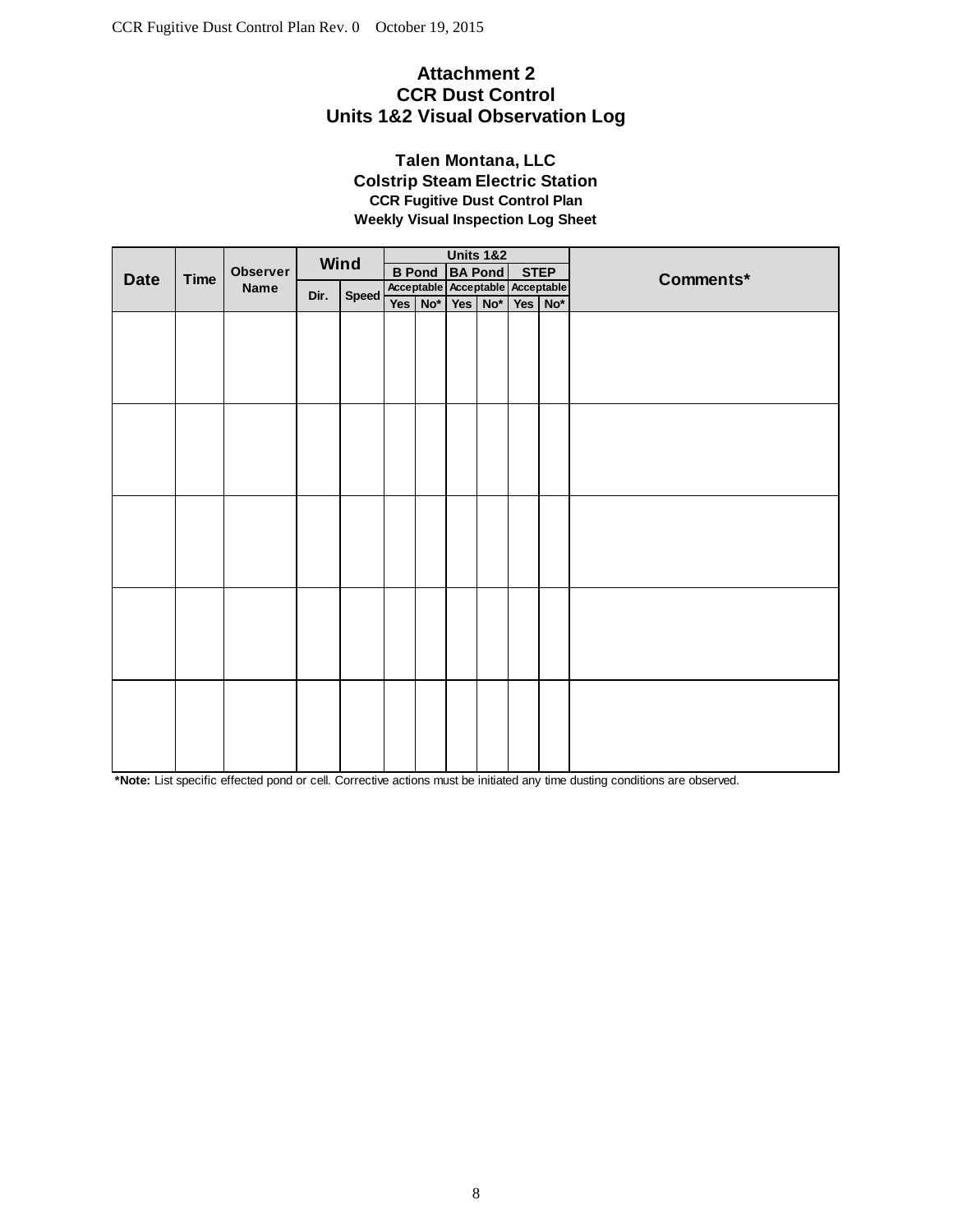# Attachment 2
# CCR Dust Control
# Units 1&2 Visual Observation Log

**Talen Montana, LLC**
**Colstrip Steam Electric Station**
**CCR Fugitive Dust Control Plan**
**Weekly Visual Inspection Log Sheet**

| Date | Time | Observer Name | Wind | | Units 1&2 | | | | | | Comments* |
|---|---|---|---|---|---|---|---|---|---|---|---|
| | | | | | B Pond | | BA Pond | | STEP | | |
| | | | | | Acceptable | | Acceptable | | Acceptable | | |
| | | | Dir. | Speed | Yes | No* | Yes | No* | Yes | No* | |
| | | | | | | | | | | | |
| | | | | | | | | | | | |
| | | | | | | | | | | | |
| | | | | | | | | | | | |
| | | | | | | | | | | | |

**\*Note:** List specific effected pond or cell. Corrective actions must be initiated any time dusting conditions are observed.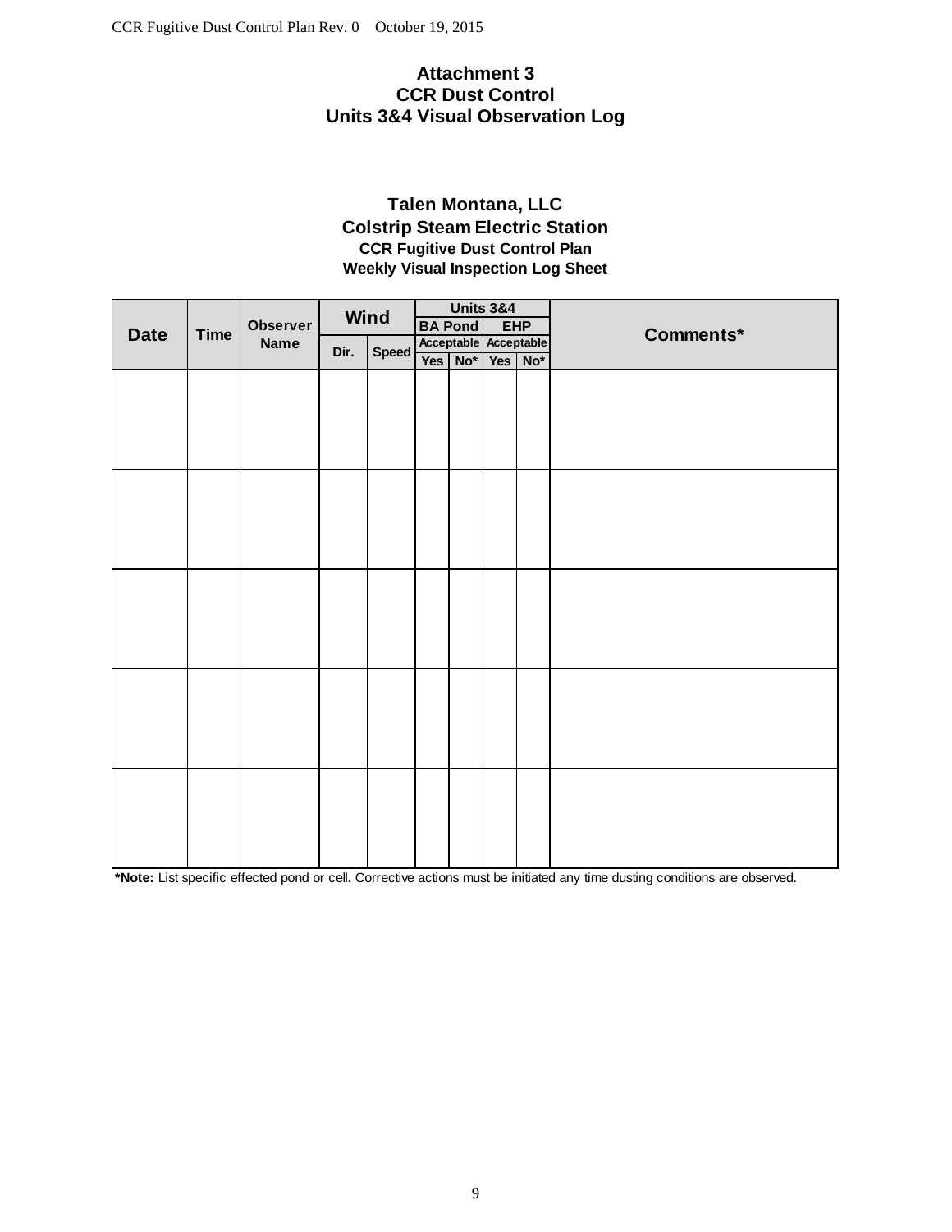# Attachment 3
## CCR Dust Control
## Units 3&4 Visual Observation Log

### Talen Montana, LLC
### Colstrip Steam Electric Station
**CCR Fugitive Dust Control Plan**
**Weekly Visual Inspection Log Sheet**

| Date | Time | Observer Name | Wind | | Units 3&4 | | | | Comments* |
|---|---|---|---|---|---|---|---|---|---|
| | | | | | BA Pond | | EHP | | |
| | | | | | Acceptable | | Acceptable | | |
| | | | Dir. | Speed | Yes | No* | Yes | No* | |
| | | | | | | | | | |
| | | | | | | | | | |
| | | | | | | | | | |
| | | | | | | | | | |
| | | | | | | | | | |

**\*Note:** List specific effected pond or cell. Corrective actions must be initiated any time dusting conditions are observed.